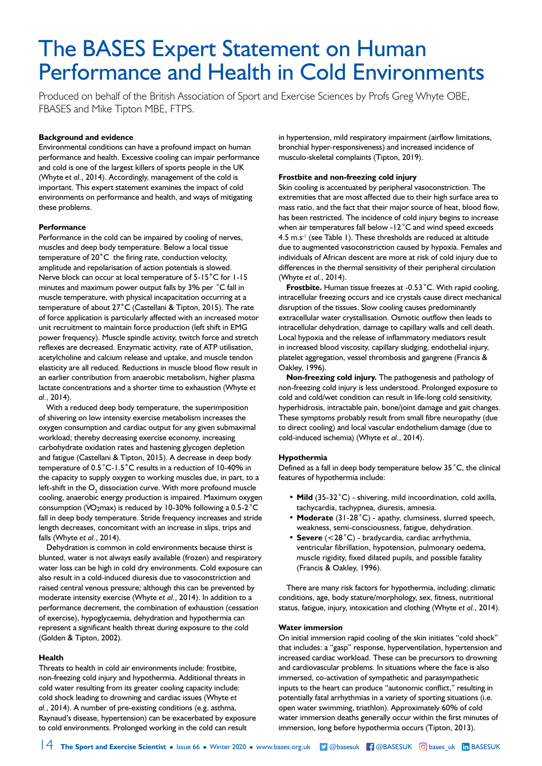# The BASES Expert Statement on Human Performance and Health in Cold Environments

Produced on behalf of the British Association of Sport and Exercise Sciences by Profs Greg Whyte OBE, FBASES and Mike Tipton MBE, FTPS.

### Background and evidence

Environmental conditions can have a profound impact on human performance and health. Excessive cooling can impair performance and cold is one of the largest killers of sports people in the UK (Whyte *et al.*, 2014). Accordingly, management of the cold is important. This expert statement examines the impact of cold environments on performance and health, and ways of mitigating these problems.

### Performance

Performance in the cold can be impaired by cooling of nerves, muscles and deep body temperature. Below a local tissue temperature of 20˚C the firing rate, conduction velocity, amplitude and repolarisation of action potentials is slowed. Nerve block can occur at local temperature of 5-15˚C for 1-15 minutes and maximum power output falls by 3% per ˚C fall in muscle temperature, with physical incapacitation occurring at a temperature of about 27˚C (Castellani & Tipton, 2015). The rate of force application is particularly affected with an increased motor unit recruitment to maintain force production (left shift in EMG power frequency). Muscle spindle activity, twitch force and stretch reflexes are decreased. Enzymatic activity, rate of ATP utilisation, acetylcholine and calcium release and uptake, and muscle tendon elasticity are all reduced. Reductions in muscle blood flow result in an earlier contribution from anaerobic metabolism, higher plasma lactate concentrations and a shorter time to exhaustion (Whyte *et al.*, 2014).

With a reduced deep body temperature, the superimposition of shivering on low intensity exercise metabolism increases the oxygen consumption and cardiac output for any given submaximal workload; thereby decreasing exercise economy, increasing carbohydrate oxidation rates and hastening glycogen depletion and fatigue (Castellani & Tipton, 2015). A decrease in deep body temperature of 0.5˚C-1.5˚C results in a reduction of 10-40% in the capacity to supply oxygen to working muscles due, in part, to a left-shift in the $O_2$ dissociation curve. With more profound muscle cooling, anaerobic energy production is impaired. Maximum oxygen consumption ($\dot{V}O_2$max) is reduced by 10-30% following a 0.5-2˚C fall in deep body temperature. Stride frequency increases and stride length decreases, concomitant with an increase in slips, trips and falls (Whyte *et al.*, 2014).

Dehydration is common in cold environments because thirst is blunted, water is not always easily available (frozen) and respiratory water loss can be high in cold dry environments. Cold exposure can also result in a cold-induced diuresis due to vasoconstriction and raised central venous pressure; although this can be prevented by moderate intensity exercise (Whyte *et al.*, 2014). In addition to a performance decrement, the combination of exhaustion (cessation of exercise), hypoglycaemia, dehydration and hypothermia can represent a significant health threat during exposure to the cold (Golden & Tipton, 2002).

### Health

Threats to health in cold air environments include: frostbite, non-freezing cold injury and hypothermia. Additional threats in cold water resulting from its greater cooling capacity include: cold shock leading to drowning and cardiac issues (Whyte *et al.*, 2014). A number of pre-existing conditions (e.g. asthma, Raynaud's disease, hypertension) can be exacerbated by exposure to cold environments. Prolonged working in the cold can result in hypertension, mild respiratory impairment (airflow limitations, bronchial hyper-responsiveness) and increased incidence of musculo-skeletal complaints (Tipton, 2019).

### Frostbite and non-freezing cold injury

Skin cooling is accentuated by peripheral vasoconstriction. The extremities that are most affected due to their high surface area to mass ratio, and the fact that their major source of heat, blood flow, has been restricted. The incidence of cold injury begins to increase when air temperatures fall below -12˚C and wind speed exceeds 4.5 m.s$^{-1}$ (see Table 1). These thresholds are reduced at altitude due to augmented vasoconstriction caused by hypoxia. Females and individuals of African descent are more at risk of cold injury due to differences in the thermal sensitivity of their peripheral circulation (Whyte *et al.*, 2014).

**Frostbite.** Human tissue freezes at -0.53˚C. With rapid cooling, intracellular freezing occurs and ice crystals cause direct mechanical disruption of the tissues. Slow cooling causes predominantly extracellular water crystallisation. Osmotic outflow then leads to intracellular dehydration, damage to capillary walls and cell death. Local hypoxia and the release of inflammatory mediators result in increased blood viscosity, capillary sludging, endothelial injury, platelet aggregation, vessel thrombosis and gangrene (Francis & Oakley, 1996).

**Non-freezing cold injury.** The pathogenesis and pathology of non-freezing cold injury is less understood. Prolonged exposure to cold and cold/wet condition can result in life-long cold sensitivity, hyperhidrosis, intractable pain, bone/joint damage and gait changes. These symptoms probably result from small fibre neuropathy (due to direct cooling) and local vascular endothelium damage (due to cold-induced ischemia) (Whyte *et al.*, 2014).

### Hypothermia

Defined as a fall in deep body temperature below 35˚C, the clinical features of hypothermia include:

- **Mild** (35-32˚C) - shivering, mild incoordination, cold axilla, tachycardia, tachypnea, diuresis, amnesia.
- **Moderate** (31-28˚C) - apathy, clumsiness, slurred speech, weakness, semi-consciousness, fatigue, dehydration.
- **Severe** (<28˚C) - bradycardia, cardiac arrhythmia, ventricular fibrillation, hypotension, pulmonary oedema, muscle rigidity, fixed dilated pupils, and possible fatality (Francis & Oakley, 1996).

There are many risk factors for hypothermia, including: climatic conditions, age, body stature/morphology, sex, fitness, nutritional status, fatigue, injury, intoxication and clothing (Whyte *et al.*, 2014).

### Water immersion

On initial immersion rapid cooling of the skin initiates "cold shock" that includes: a "gasp" response, hyperventilation, hypertension and increased cardiac workload. These can be precursors to drowning and cardiovascular problems. In situations where the face is also immersed, co-activation of sympathetic and parasympathetic inputs to the heart can produce "autonomic conflict," resulting in potentially fatal arrhythmias in a variety of sporting situations (i.e. open water swimming, triathlon). Approximately 60% of cold water immersion deaths generally occur within the first minutes of immersion, long before hypothermia occurs (Tipton, 2013).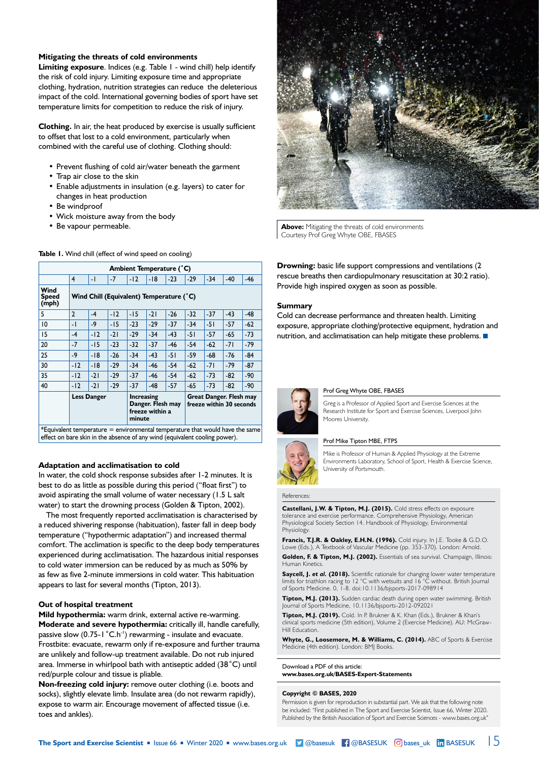### Mitigating the threats of cold environments

**Limiting exposure**. Indices (e.g. Table 1 - wind chill) help identify the risk of cold injury. Limiting exposure time and appropriate clothing, hydration, nutrition strategies can reduce the deleterious impact of the cold. International governing bodies of sport have set temperature limits for competition to reduce the risk of injury.

**Clothing.** In air, the heat produced by exercise is usually sufficient to offset that lost to a cold environment, particularly when combined with the careful use of clothing. Clothing should:

- Prevent flushing of cold air/water beneath the garment
- Trap air close to the skin
- Enable adjustments in insulation (e.g. layers) to cater for changes in heat production
- Be windproof
- Wick moisture away from the body
- Be vapour permeable.

**Table 1.** Wind chill (effect of wind speed on cooling)

| | Ambient Temperature (°C) | | | | | | | | | |
|---|---|---|---|---|---|---|---|---|---|---|
| | 4 | -1 | -7 | -12 | -18 | -23 | -29 | -34 | -40 | -46 |
| Wind Speed (mph) | Wind Chill (Equivalent) Temperature (°C) | | | | | | | | | |
| 5 | 2 | -4 | -12 | -15 | -21 | -26 | -32 | -37 | -43 | -48 |
| 10 | -1 | -9 | -15 | -23 | -29 | -37 | -34 | -51 | -57 | -62 |
| 15 | -4 | -12 | -21 | -29 | -34 | -43 | -51 | -57 | -65 | -73 |
| 20 | -7 | -15 | -23 | -32 | -37 | -46 | -54 | -62 | -71 | -79 |
| 25 | -9 | -18 | -26 | -34 | -43 | -51 | -59 | -68 | -76 | -84 |
| 30 | -12 | -18 | -29 | -34 | -46 | -54 | -62 | -71 | -79 | -87 |
| 35 | -12 | -21 | -29 | -37 | -46 | -54 | -62 | -73 | -82 | -90 |
| 40 | -12 | -21 | -29 | -37 | -48 | -57 | -65 | -73 | -82 | -90 |
| | Less Danger | | | Increasing Danger. Flesh may freeze within a minute | | | Great Danger. Flesh may freeze within 30 seconds | | | |

*Equivalent temperature = environmental temperature that would have the same effect on bare skin in the absence of any wind (equivalent cooling power).

### Adaptation and acclimatisation to cold

In water, the cold shock response subsides after 1-2 minutes. It is best to do as little as possible during this period ("float first") to avoid aspirating the small volume of water necessary (1.5 L salt water) to start the drowning process (Golden & Tipton, 2002).

The most frequently reported acclimatisation is characterised by a reduced shivering response (habituation), faster fall in deep body temperature ("hypothermic adaptation") and increased thermal comfort. The acclimation is specific to the deep body temperatures experienced during acclimatisation. The hazardous initial responses to cold water immersion can be reduced by as much as 50% by as few as five 2-minute immersions in cold water. This habituation appears to last for several months (Tipton, 2013).

### Out of hospital treatment

**Mild hypothermia:** warm drink, external active re-warming.
**Moderate and severe hypothermia:** critically ill, handle carefully, passive slow (0.75-1 $^{\circ}C.h^{-1}$) rewarming - insulate and evacuate.
Frostbite: evacuate, rewarm only if re-exposure and further trauma are unlikely and follow-up treatment available. Do not rub injured area. Immerse in whirlpool bath with antiseptic added (38°C) until red/purple colour and tissue is pliable.
**Non-freezing cold injury:** remove outer clothing (i.e. boots and socks), slightly elevate limb. Insulate area (do not rewarm rapidly), expose to warm air. Encourage movement of affected tissue (i.e. toes and ankles).

**Above:** Mitigating the threats of cold environments
Courtesy Prof Greg Whyte OBE, FBASES

**Drowning:** basic life support compressions and ventilations (2 rescue breaths then cardiopulmonary resuscitation at 30:2 ratio). Provide high inspired oxygen as soon as possible.

### Summary

Cold can decrease performance and threaten health. Limiting exposure, appropriate clothing/protective equipment, hydration and nutrition, and acclimatisation can help mitigate these problems.

**Prof Greg Whyte OBE, FBASES**

Greg is a Professor of Applied Sport and Exercise Science at the Research Institute for Sport and Exercise Sciences, Liverpool John Moores University.

**Prof Mike Tipton MBE, FTPS**

Mike is Professor of Human & Applied Physiology at the Extreme Environments Laboratory, School of Sport, Health & Exercise Science, University of Portsmouth.

References:

**Castellani, J.W. & Tipton, M.J. (2015).** Cold stress effects on exposure tolerance and exercise performance. Comprehensive Physiology, American Physiological Society Section 14. Handbook of Physiology, Environmental Physiology.

**Francis, T.J.R. & Oakley, E.H.N. (1996).** Cold injury. In J.E. Tooke & G.D.O. Lowe (Eds.), A Textbook of Vascular Medicine (pp. 353-370). London: Arnold.

**Golden, F. & Tipton, M.J. (2002).** Essentials of sea survival. Champaign, Illinois: Human Kinetics.

**Saycell, J. *et al.* (2018).** Scientific rationale for changing lower water temperature limits for triathlon racing to 12 °C with wetsuits and 16 °C without. British Journal of Sports Medicine. 0, 1-8. doi:10.1136/bjsports-2017-098914

**Tipton, M.J. (2013).** Sudden cardiac death during open water swimming. British Journal of Sports Medicine, 10.1136/bjsports-2012-092021

**Tipton, M.J. (2019).** Cold. In P. Brukner & K. Khan (Eds.), Brukner & Khan's clinical sports medicine (5th edition), Volume 2 (Exercise Medicine). AU: McGraw-Hill Education.

**Whyte, G., Loosemore, M. & Williams, C. (2014).** ABC of Sports & Exercise Medicine (4th edition). London: BMJ Books.

Download a PDF of this article:
**www.bases.org.uk/BASES-Expert-Statements**

**Copyright © BASES, 2020**

Permission is given for reproduction in substantial part. We ask that the following note be included: "First published in The Sport and Exercise Scientist, Issue 66, Winter 2020. Published by the British Association of Sport and Exercise Sciences - www.bases.org.uk"